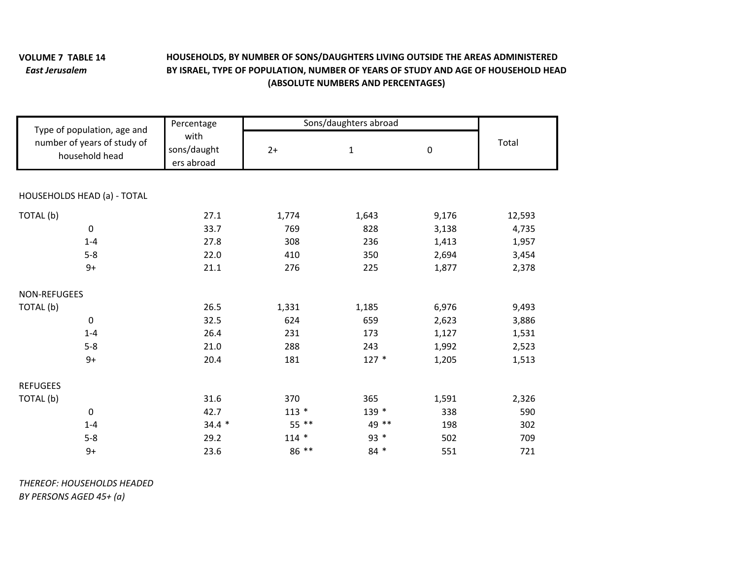**VOLUME 7 TABLE 14**
*East Jerusalem*

**HOUSEHOLDS, BY NUMBER OF SONS/DAUGHTERS LIVING OUTSIDE THE AREAS ADMINISTERED BY ISRAEL, TYPE OF POPULATION, NUMBER OF YEARS OF STUDY AND AGE OF HOUSEHOLD HEAD (ABSOLUTE NUMBERS AND PERCENTAGES)**

| Type of population, age and number of years of study of household head | Percentage with sons/daughters abroad | Sons/daughters abroad | | | Total |
|---|---|---|---|---|---|
| | | 2+ | 1 | 0 | |
| HOUSEHOLDS HEAD (a) - TOTAL | | | | | |
| TOTAL (b) | 27.1 | 1,774 | 1,643 | 9,176 | 12,593 |
| 0 | 33.7 | 769 | 828 | 3,138 | 4,735 |
| 1-4 | 27.8 | 308 | 236 | 1,413 | 1,957 |
| 5-8 | 22.0 | 410 | 350 | 2,694 | 3,454 |
| 9+ | 21.1 | 276 | 225 | 1,877 | 2,378 |
| NON-REFUGEES | | | | | |
| TOTAL (b) | 26.5 | 1,331 | 1,185 | 6,976 | 9,493 |
| 0 | 32.5 | 624 | 659 | 2,623 | 3,886 |
| 1-4 | 26.4 | 231 | 173 | 1,127 | 1,531 |
| 5-8 | 21.0 | 288 | 243 | 1,992 | 2,523 |
| 9+ | 20.4 | 181 | 127 * | 1,205 | 1,513 |
| REFUGEES | | | | | |
| TOTAL (b) | 31.6 | 370 | 365 | 1,591 | 2,326 |
| 0 | 42.7 | 113 * | 139 * | 338 | 590 |
| 1-4 | 34.4 * | 55 ** | 49 ** | 198 | 302 |
| 5-8 | 29.2 | 114 * | 93 * | 502 | 709 |
| 9+ | 23.6 | 86 ** | 84 * | 551 | 721 |

*THEREOF: HOUSEHOLDS HEADED BY PERSONS AGED 45+ (a)*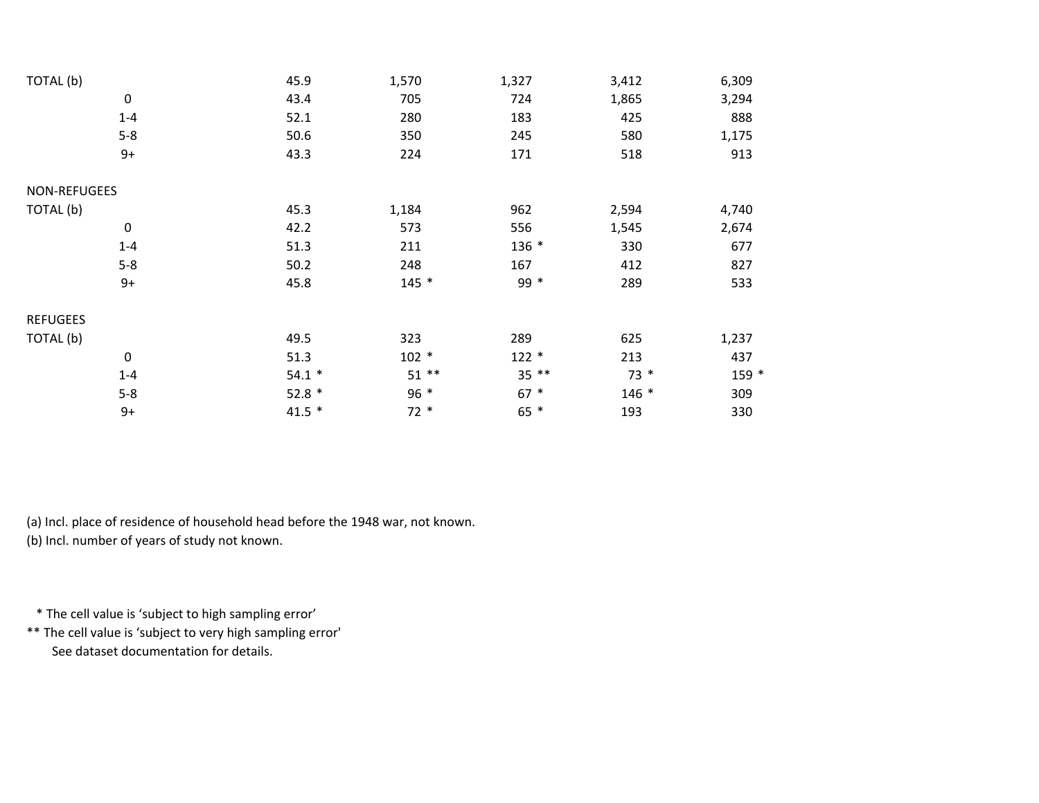| | | | | | | |
|---|---|---|---|---|---|---|
| TOTAL (b) | | 45.9 | 1,570 | 1,327 | 3,412 | 6,309 |
| | 0 | 43.4 | 705 | 724 | 1,865 | 3,294 |
| | 1-4 | 52.1 | 280 | 183 | 425 | 888 |
| | 5-8 | 50.6 | 350 | 245 | 580 | 1,175 |
| | 9+ | 43.3 | 224 | 171 | 518 | 913 |
| NON-REFUGEES | | | | | | |
| TOTAL (b) | | 45.3 | 1,184 | 962 | 2,594 | 4,740 |
| | 0 | 42.2 | 573 | 556 | 1,545 | 2,674 |
| | 1-4 | 51.3 | 211 | 136 * | 330 | 677 |
| | 5-8 | 50.2 | 248 | 167 | 412 | 827 |
| | 9+ | 45.8 | 145 * | 99 * | 289 | 533 |
| REFUGEES | | | | | | |
| TOTAL (b) | | 49.5 | 323 | 289 | 625 | 1,237 |
| | 0 | 51.3 | 102 * | 122 * | 213 | 437 |
| | 1-4 | 54.1 * | 51 ** | 35 ** | 73 * | 159 * |
| | 5-8 | 52.8 * | 96 * | 67 * | 146 * | 309 |
| | 9+ | 41.5 * | 72 * | 65 * | 193 | 330 |

(a) Incl. place of residence of household head before the 1948 war, not known.
(b) Incl. number of years of study not known.

* The cell value is 'subject to high sampling error'
** The cell value is 'subject to very high sampling error'
See dataset documentation for details.